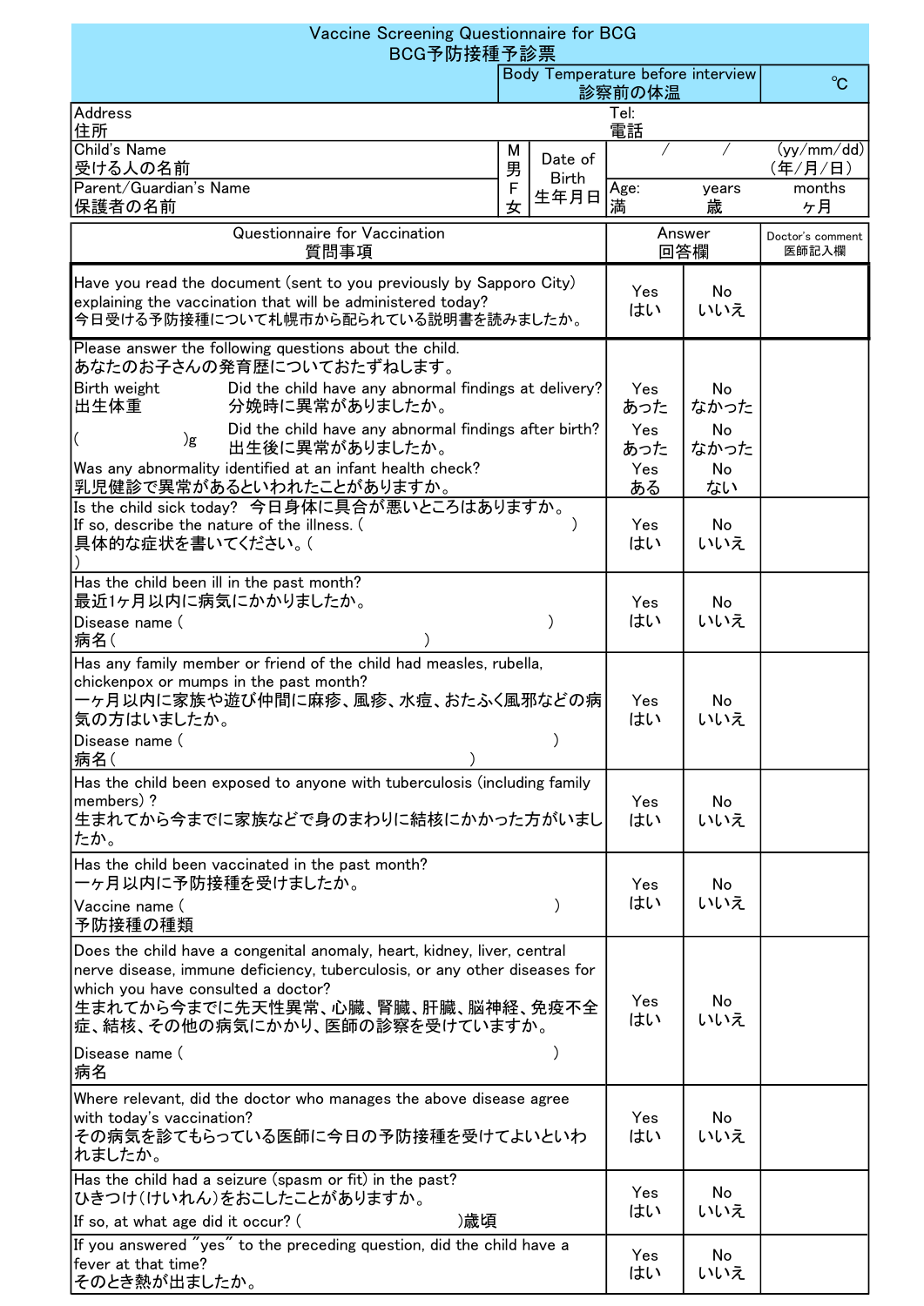# Vaccine Screening Questionnaire for BCG
# BCG予防接種予診票

| | Body Temperature before interview<br>診察前の体温 | ℃ |
|---|---|---|

| Address<br>住所 | | | Tel:<br>電話 | |
|---|---|---|---|---|
| Child's Name<br>受ける人の名前 | M<br>男 | Date of Birth<br>生年月日 | / / | (yy/mm/dd)<br>(年/月/日) |
| Parent/Guardian's Name<br>保護者の名前 | F<br>女 | | Age: years<br>満 歳 | months<br>ヶ月 |

| Questionnaire for Vaccination<br>質問事項 | Answer<br>回答欄 | | Doctor's comment<br>医師記入欄 |
|---|---|---|---|
| Have you read the document (sent to you previously by Sapporo City) explaining the vaccination that will be administered today?<br>今日受ける予防接種について札幌市から配られている説明書を読みましたか。 | Yes<br>はい | No<br>いいえ | |
| Please answer the following questions about the child.<br>あなたのお子さんの発育歴についておたずねします。 | | | |
| Birth weight<br>出生体重<br>( )g<br>Did the child have any abnormal findings at delivery?<br>分娩時に異常がありましたか。 | Yes<br>あった | No<br>なかった | |
| Did the child have any abnormal findings after birth?<br>出生後に異常がありましたか。 | Yes<br>あった | No<br>なかった | |
| Was any abnormality identified at an infant health check?<br>乳児健診で異常があるといわれたことがありますか。 | Yes<br>ある | No<br>ない | |
| Is the child sick today? 今日身体に具合が悪いところはありますか。<br>If so, describe the nature of the illness. ( )<br>具体的な症状を書いてください。( ) | Yes<br>はい | No<br>いいえ | |
| Has the child been ill in the past month?<br>最近1ヶ月以内に病気にかかりましたか。<br>Disease name ( )<br>病名( ) | Yes<br>はい | No<br>いいえ | |
| Has any family member or friend of the child had measles, rubella, chickenpox or mumps in the past month?<br>一ヶ月以内に家族や遊び仲間に麻疹、風疹、水痘、おたふく風邪などの病気の方はいましたか。<br>Disease name ( )<br>病名( ) | Yes<br>はい | No<br>いいえ | |
| Has the child been exposed to anyone with tuberculosis (including family members) ?<br>生まれてから今までに家族などで身のまわりに結核にかかった方がいましたか。 | Yes<br>はい | No<br>いいえ | |
| Has the child been vaccinated in the past month?<br>一ヶ月以内に予防接種を受けましたか。<br>Vaccine name ( )<br>予防接種の種類 | Yes<br>はい | No<br>いいえ | |
| Does the child have a congenital anomaly, heart, kidney, liver, central nerve disease, immune deficiency, tuberculosis, or any other diseases for which you have consulted a doctor?<br>生まれてから今までに先天性異常、心臓、腎臓、肝臓、脳神経、免疫不全症、結核、その他の病気にかかり、医師の診察を受けていますか。<br>Disease name ( )<br>病名 | Yes<br>はい | No<br>いいえ | |
| Where relevant, did the doctor who manages the above disease agree with today's vaccination?<br>その病気を診てもらっている医師に今日の予防接種を受けてよいといわれましたか。 | Yes<br>はい | No<br>いいえ | |
| Has the child had a seizure (spasm or fit) in the past?<br>ひきつけ(けいれん)をおこしたことがありますか。<br>If so, at what age did it occur? ( )歳頃 | Yes<br>はい | No<br>いいえ | |
| If you answered "yes" to the preceding question, did the child have a fever at that time?<br>そのとき熱が出ましたか。 | Yes<br>はい | No<br>いいえ | |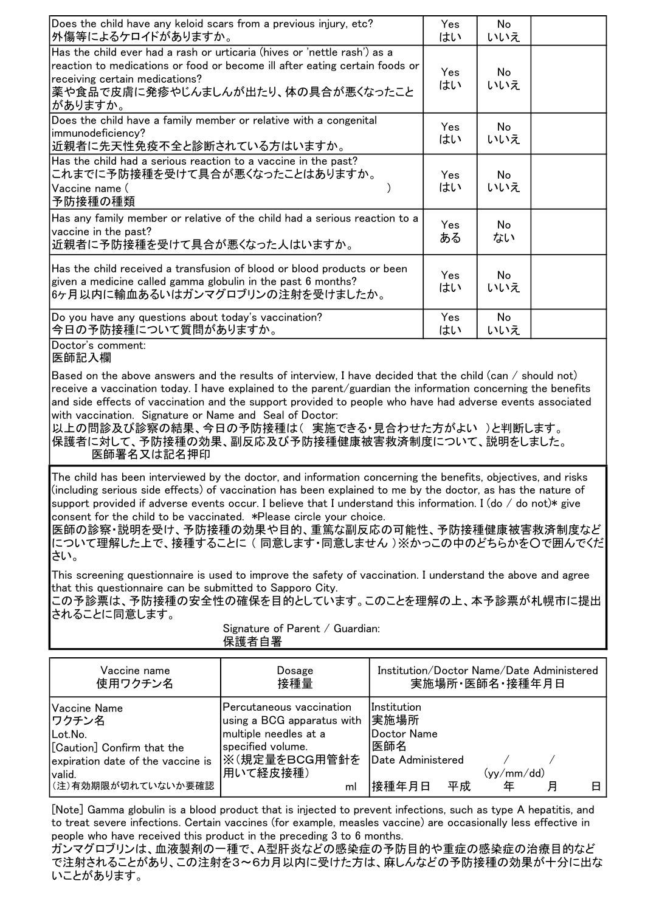| | | | |
|---|---|---|---|
| Does the child have any keloid scars from a previous injury, etc?<br>外傷等によるケロイドがありますか。 | Yes<br>はい | No<br>いいえ | |
| Has the child ever had a rash or urticaria (hives or 'nettle rash') as a reaction to medications or food or become ill after eating certain foods or receiving certain medications?<br>薬や食品で皮膚に発疹やじんましんが出たり、体の具合が悪くなったことがありますか。 | Yes<br>はい | No<br>いいえ | |
| Does the child have a family member or relative with a congenital immunodeficiency?<br>近親者に先天性免疫不全と診断されている方はいますか。 | Yes<br>はい | No<br>いいえ | |
| Has the child had a serious reaction to a vaccine in the past?<br>これまでに予防接種を受けて具合が悪くなったことはありますか。<br>Vaccine name ( )<br>予防接種の種類 | Yes<br>はい | No<br>いいえ | |
| Has any family member or relative of the child had a serious reaction to a vaccine in the past?<br>近親者に予防接種を受けて具合が悪くなった人はいますか。 | Yes<br>ある | No<br>ない | |
| Has the child received a transfusion of blood or blood products or been given a medicine called gamma globulin in the past 6 months?<br>6ヶ月以内に輸血あるいはガンマグロブリンの注射を受けましたか。 | Yes<br>はい | No<br>いいえ | |
| Do you have any questions about today's vaccination?<br>今日の予防接種について質問がありますか。 | Yes<br>はい | No<br>いいえ | |

Doctor's comment:
医師記入欄

Based on the above answers and the results of interview, I have decided that the child (can / should not) receive a vaccination today. I have explained to the parent/guardian the information concerning the benefits and side effects of vaccination and the support provided to people who have had adverse events associated with vaccination. Signature or Name and Seal of Doctor:
以上の問診及び診察の結果、今日の予防接種は（ 実施できる・見合わせた方がよい ）と判断します。
保護者に対して、予防接種の効果、副反応及び予防接種健康被害救済制度について、説明をしました。
医師署名又は記名押印

The child has been interviewed by the doctor, and information concerning the benefits, objectives, and risks (including serious side effects) of vaccination has been explained to me by the doctor, as has the nature of support provided if adverse events occur. I believe that I understand this information. I (do / do not)* give consent for the child to be vaccinated. *Please circle your choice.
医師の診察・説明を受け、予防接種の効果や目的、重篤な副反応の可能性、予防接種健康被害救済制度などについて理解した上で、接種することに（ 同意します・同意しません ）※かっこの中のどちらかを〇で囲んでください。

This screening questionnaire is used to improve the safety of vaccination. I understand the above and agree that this questionnaire can be submitted to Sapporo City.
この予診票は、予防接種の安全性の確保を目的としています。このことを理解の上、本予診票が札幌市に提出されることに同意します。

Signature of Parent / Guardian:
保護者自署

| Vaccine name<br>使用ワクチン名 | Dosage<br>接種量 | Institution/Doctor Name/Date Administered<br>実施場所・医師名・接種年月日 |
|---|---|---|
| Vaccine Name<br>ワクチン名<br>Lot.No.<br>[Caution] Confirm that the expiration date of the vaccine is valid.<br>（注）有効期限が切れていないか要確認 | Percutaneous vaccination using a BCG apparatus with multiple needles at a specified volume.<br>※（規定量をBCG用管針を用いて経皮接種）<br>ml | Institution<br>実施場所<br>Doctor Name<br>医師名<br>Date Administered / / (yy/mm/dd)<br>接種年月日 平成 年 月 日 |

[Note] Gamma globulin is a blood product that is injected to prevent infections, such as type A hepatitis, and to treat severe infections. Certain vaccines (for example, measles vaccine) are occasionally less effective in people who have received this product in the preceding 3 to 6 months.
ガンマグロブリンは、血液製剤の一種で、A型肝炎などの感染症の予防目的や重症の感染症の治療目的などで注射されることがあり、この注射を3～6カ月以内に受けた方は、麻しんなどの予防接種の効果が十分に出ないことがあります。